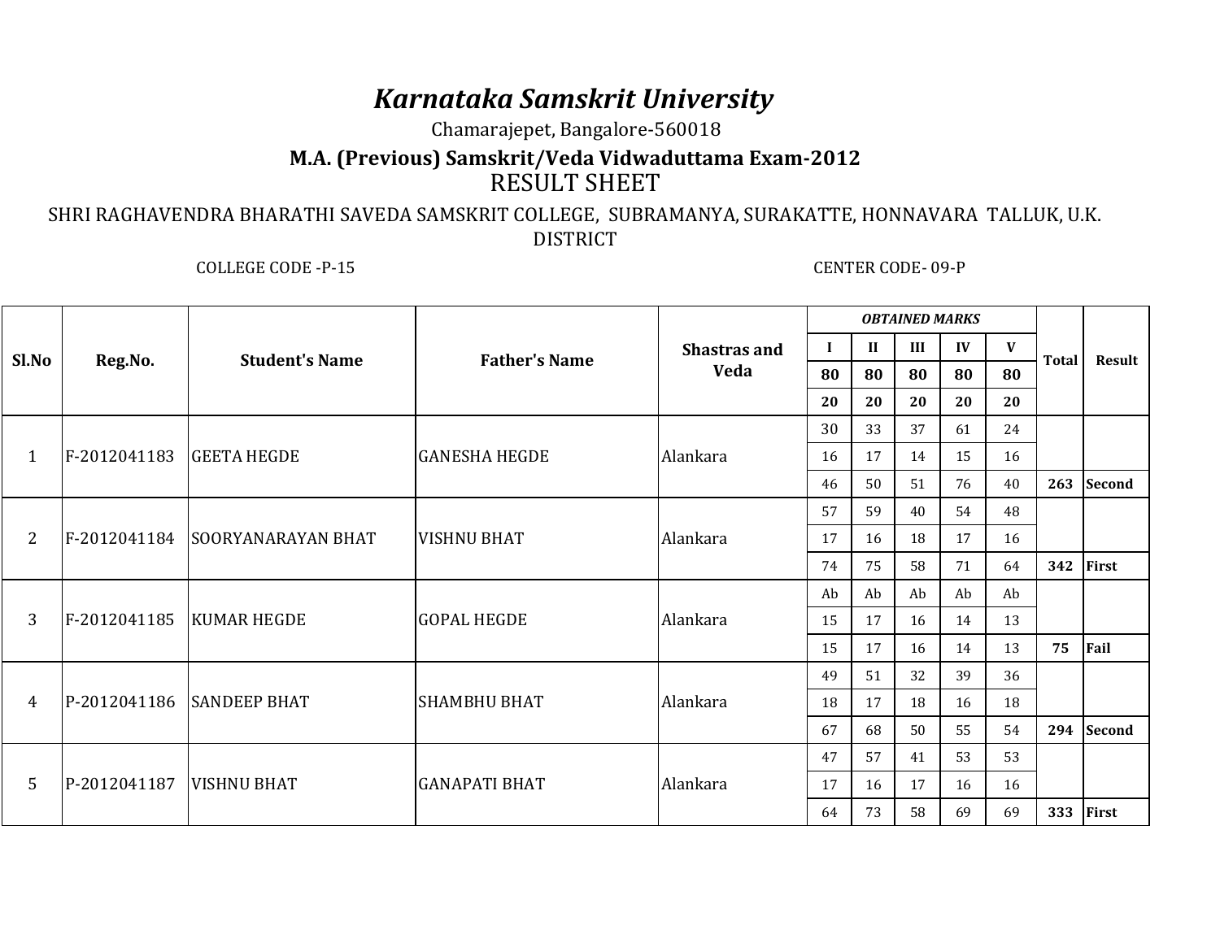# *Karnataka Samskrit University*

Chamarajepet, Bangalore-560018

**M.A. (Previous) Samskrit/Veda Vidwaduttama Exam-2012**

RESULT SHEET

SHRI RAGHAVENDRA BHARATHI SAVEDA SAMSKRIT COLLEGE, SUBRAMANYA, SURAKATTE, HONNAVARA TALLUK, U.K. DISTRICT

COLLEGE CODE -P-15 CENTER CODE- 09-P

| Sl.No | Reg.No. | Student's Name | Father's Name | Shastras and Veda | ***OBTAINED MARKS*** | | | | | Total | Result |
|---|---|---|---|---|---|---|---|---|---|---|---|
| | | | | | **I** | **II** | **III** | **IV** | **V** | | |
| | | | | | **80** | **80** | **80** | **80** | **80** | | |
| | | | | | **20** | **20** | **20** | **20** | **20** | | |
| 1 | F-2012041183 | GEETA HEGDE | GANESHA HEGDE | Alankara | 30 | 33 | 37 | 61 | 24 | | |
| | | | | | 16 | 17 | 14 | 15 | 16 | | |
| | | | | | 46 | 50 | 51 | 76 | 40 | **263** | **Second** |
| 2 | F-2012041184 | SOORYANARAYAN BHAT | VISHNU BHAT | Alankara | 57 | 59 | 40 | 54 | 48 | | |
| | | | | | 17 | 16 | 18 | 17 | 16 | | |
| | | | | | 74 | 75 | 58 | 71 | 64 | **342** | **First** |
| 3 | F-2012041185 | KUMAR HEGDE | GOPAL HEGDE | Alankara | Ab | Ab | Ab | Ab | Ab | | |
| | | | | | 15 | 17 | 16 | 14 | 13 | | |
| | | | | | 15 | 17 | 16 | 14 | 13 | **75** | **Fail** |
| 4 | P-2012041186 | SANDEEP BHAT | SHAMBHU BHAT | Alankara | 49 | 51 | 32 | 39 | 36 | | |
| | | | | | 18 | 17 | 18 | 16 | 18 | | |
| | | | | | 67 | 68 | 50 | 55 | 54 | **294** | **Second** |
| 5 | P-2012041187 | VISHNU BHAT | GANAPATI BHAT | Alankara | 47 | 57 | 41 | 53 | 53 | | |
| | | | | | 17 | 16 | 17 | 16 | 16 | | |
| | | | | | 64 | 73 | 58 | 69 | 69 | **333** | **First** |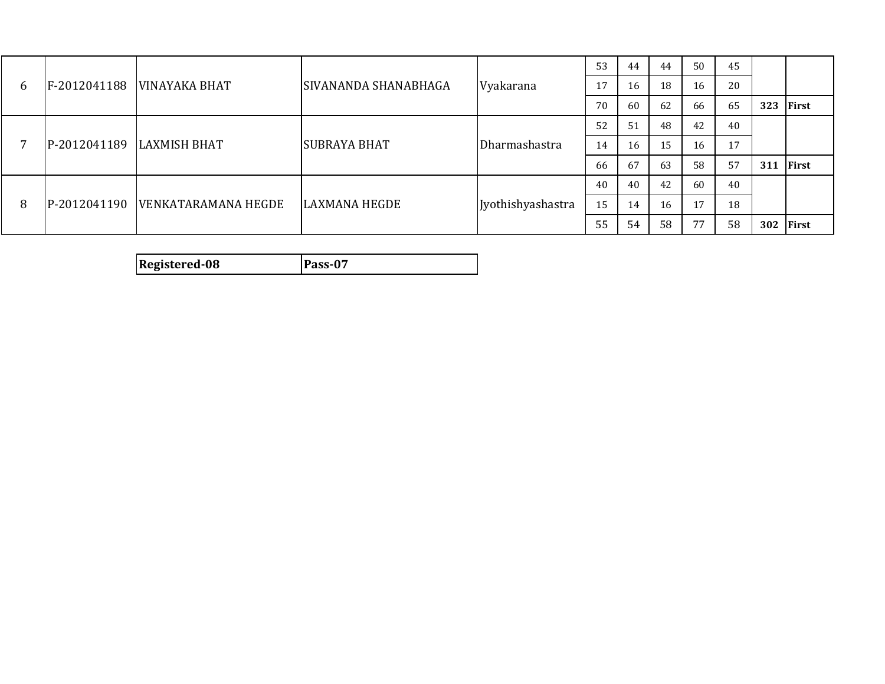| | | | | | | | | | | | |
|---|---|---|---|---|---|---|---|---|---|---|---|
| 6 | F-2012041188 | VINAYAKA BHAT | SIVANANDA SHANABHAGA | Vyakarana | 53 | 44 | 44 | 50 | 45 | | |
| | | | | | 17 | 16 | 18 | 16 | 20 | | |
| | | | | | 70 | 60 | 62 | 66 | 65 | **323** | **First** |
| 7 | P-2012041189 | LAXMISH BHAT | SUBRAYA BHAT | Dharmashastra | 52 | 51 | 48 | 42 | 40 | | |
| | | | | | 14 | 16 | 15 | 16 | 17 | | |
| | | | | | 66 | 67 | 63 | 58 | 57 | **311** | **First** |
| 8 | P-2012041190 | VENKATARAMANA HEGDE | LAXMANA HEGDE | Jyothishyashastra | 40 | 40 | 42 | 60 | 40 | | |
| | | | | | 15 | 14 | 16 | 17 | 18 | | |
| | | | | | 55 | 54 | 58 | 77 | 58 | **302** | **First** |

| | |
|---|---|
| **Registered-08** | **Pass-07** |